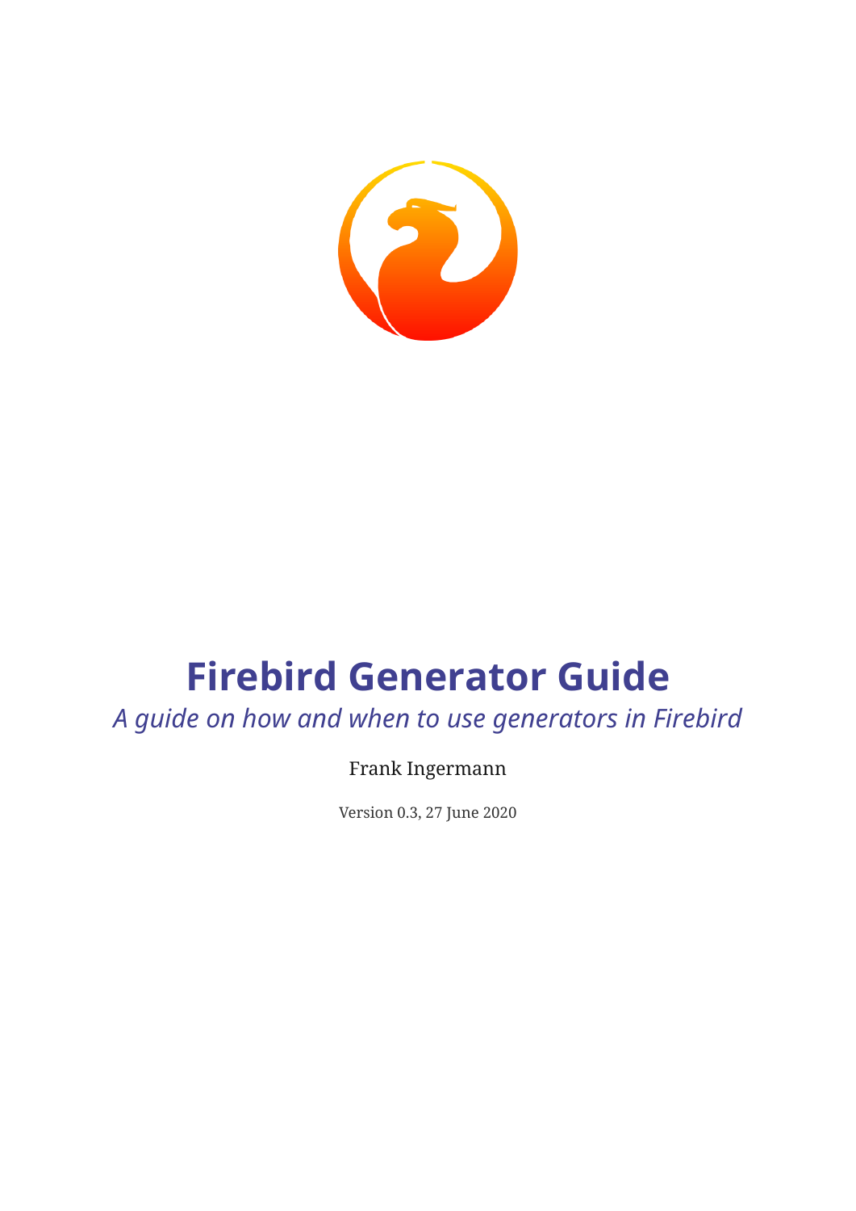# Firebird Generator Guide

*A guide on how and when to use generators in Firebird*

Frank Ingermann

Version 0.3, 27 June 2020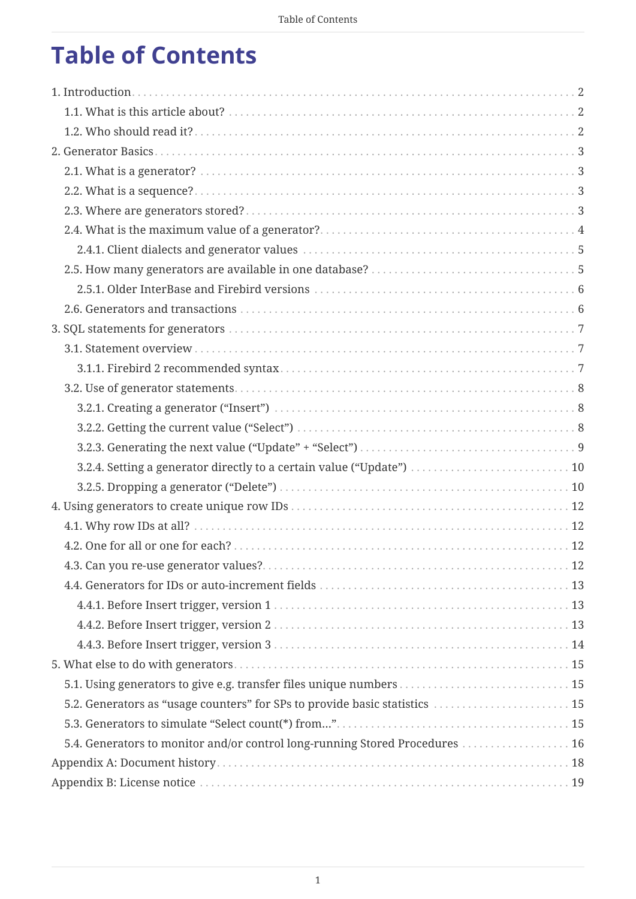# Table of Contents

1. Introduction ... 2
   - 1.1. What is this article about? ... 2
   - 1.2. Who should read it? ... 2
2. Generator Basics ... 3
   - 2.1. What is a generator? ... 3
   - 2.2. What is a sequence? ... 3
   - 2.3. Where are generators stored? ... 3
   - 2.4. What is the maximum value of a generator? ... 4
     - 2.4.1. Client dialects and generator values ... 5
   - 2.5. How many generators are available in one database? ... 5
     - 2.5.1. Older InterBase and Firebird versions ... 6
   - 2.6. Generators and transactions ... 6
3. SQL statements for generators ... 7
   - 3.1. Statement overview ... 7
     - 3.1.1. Firebird 2 recommended syntax ... 7
   - 3.2. Use of generator statements ... 8
     - 3.2.1. Creating a generator (“Insert”) ... 8
     - 3.2.2. Getting the current value (“Select”) ... 8
     - 3.2.3. Generating the next value (“Update” + “Select”) ... 9
     - 3.2.4. Setting a generator directly to a certain value (“Update”) ... 10
     - 3.2.5. Dropping a generator (“Delete”) ... 10
4. Using generators to create unique row IDs ... 12
   - 4.1. Why row IDs at all? ... 12
   - 4.2. One for all or one for each? ... 12
   - 4.3. Can you re-use generator values? ... 12
   - 4.4. Generators for IDs or auto-increment fields ... 13
     - 4.4.1. Before Insert trigger, version 1 ... 13
     - 4.4.2. Before Insert trigger, version 2 ... 13
     - 4.4.3. Before Insert trigger, version 3 ... 14
5. What else to do with generators ... 15
   - 5.1. Using generators to give e.g. transfer files unique numbers ... 15
   - 5.2. Generators as “usage counters” for SPs to provide basic statistics ... 15
   - 5.3. Generators to simulate “Select count(*) from...” ... 15
   - 5.4. Generators to monitor and/or control long-running Stored Procedures ... 16

Appendix A: Document history ... 18

Appendix B: License notice ... 19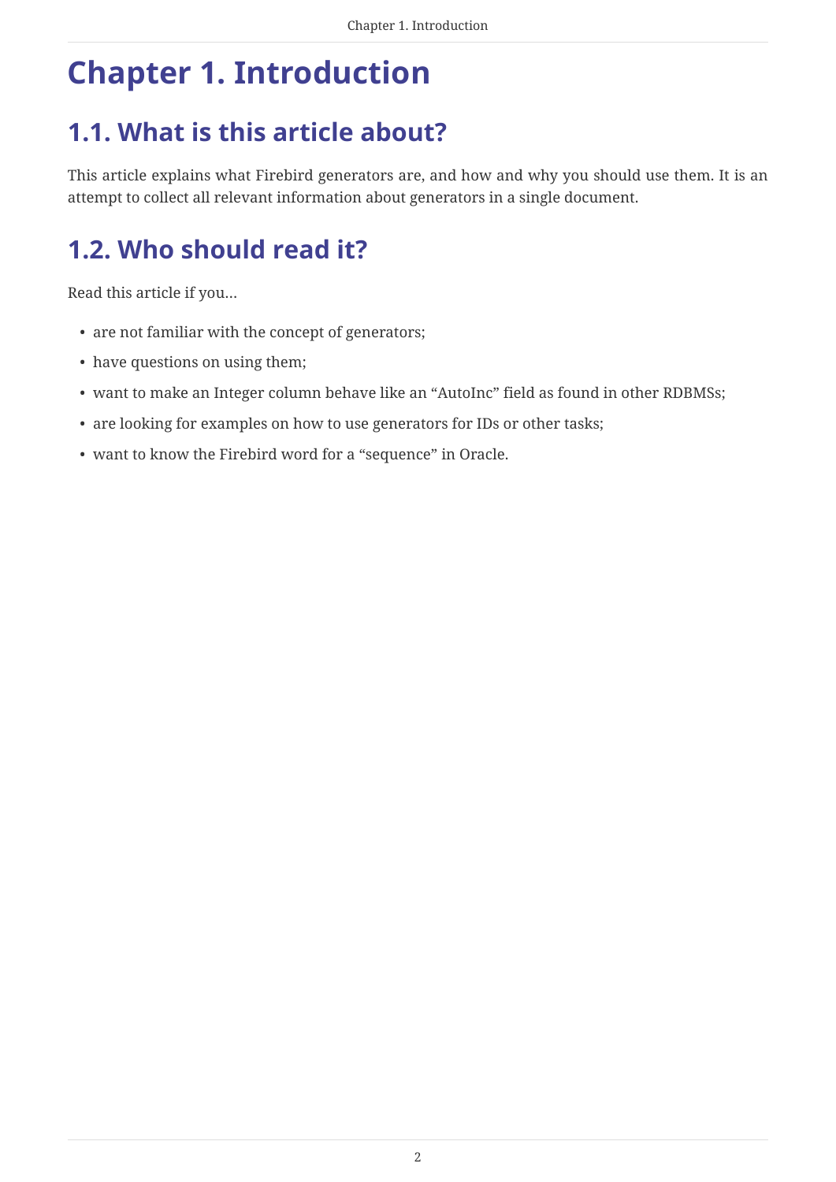# Chapter 1. Introduction

## 1.1. What is this article about?

This article explains what Firebird generators are, and how and why you should use them. It is an attempt to collect all relevant information about generators in a single document.

## 1.2. Who should read it?

Read this article if you…

- are not familiar with the concept of generators;
- have questions on using them;
- want to make an Integer column behave like an “AutoInc” field as found in other RDBMSs;
- are looking for examples on how to use generators for IDs or other tasks;
- want to know the Firebird word for a “sequence” in Oracle.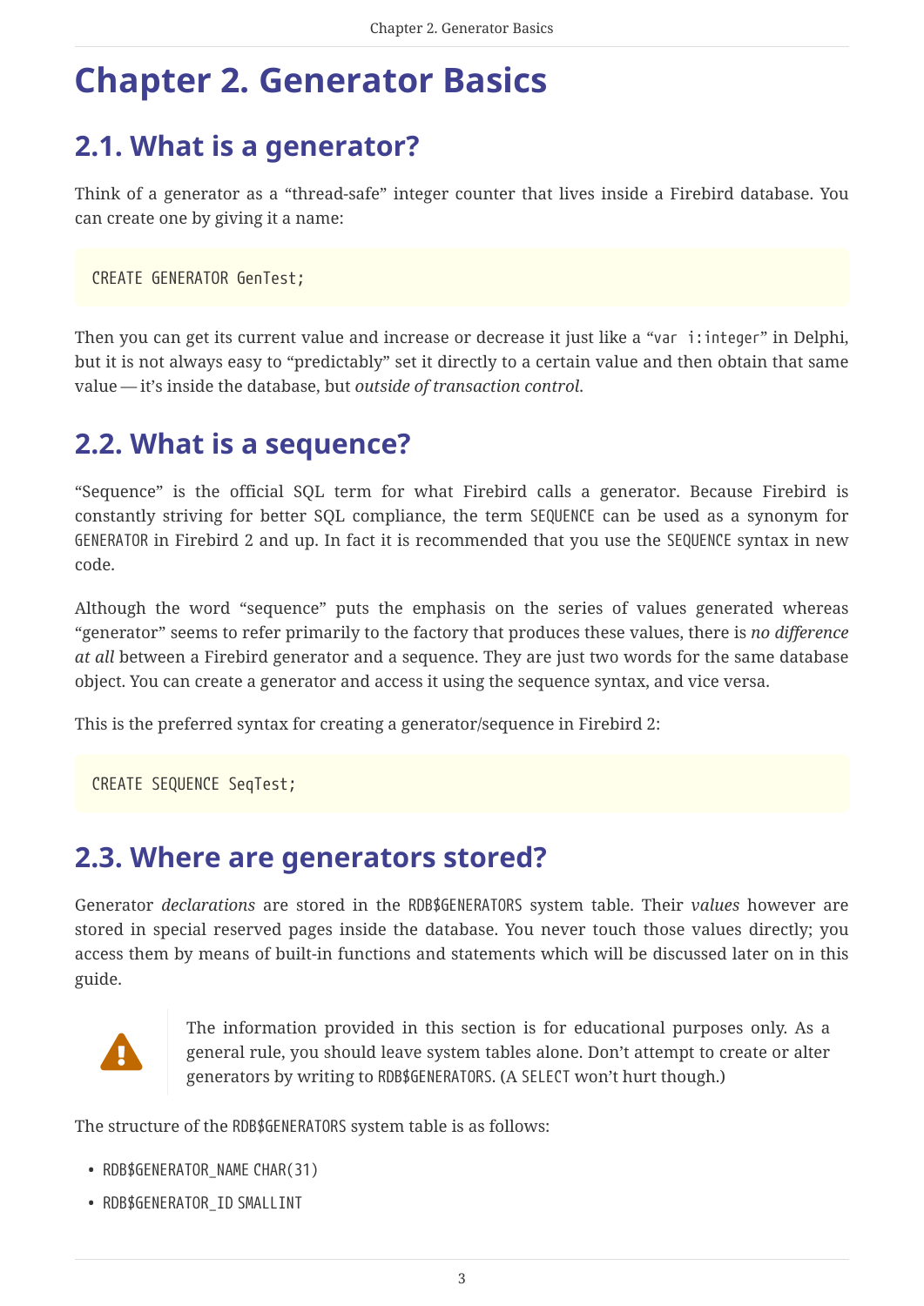# Chapter 2. Generator Basics

## 2.1. What is a generator?

Think of a generator as a “thread-safe” integer counter that lives inside a Firebird database. You can create one by giving it a name:

```
CREATE GENERATOR GenTest;
```

Then you can get its current value and increase or decrease it just like a “`var i:integer`” in Delphi, but it is not always easy to “predictably” set it directly to a certain value and then obtain that same value — it’s inside the database, but *outside of transaction control*.

## 2.2. What is a sequence?

“Sequence” is the official SQL term for what Firebird calls a generator. Because Firebird is constantly striving for better SQL compliance, the term `SEQUENCE` can be used as a synonym for `GENERATOR` in Firebird 2 and up. In fact it is recommended that you use the `SEQUENCE` syntax in new code.

Although the word “sequence” puts the emphasis on the series of values generated whereas “generator” seems to refer primarily to the factory that produces these values, there is *no difference at all* between a Firebird generator and a sequence. They are just two words for the same database object. You can create a generator and access it using the sequence syntax, and vice versa.

This is the preferred syntax for creating a generator/sequence in Firebird 2:

```
CREATE SEQUENCE SeqTest;
```

## 2.3. Where are generators stored?

Generator *declarations* are stored in the `RDB$GENERATORS` system table. Their *values* however are stored in special reserved pages inside the database. You never touch those values directly; you access them by means of built-in functions and statements which will be discussed later on in this guide.

> The information provided in this section is for educational purposes only. As a general rule, you should leave system tables alone. Don’t attempt to create or alter generators by writing to `RDB$GENERATORS`. (A `SELECT` won’t hurt though.)

The structure of the `RDB$GENERATORS` system table is as follows:

- `RDB$GENERATOR_NAME CHAR(31)`
- `RDB$GENERATOR_ID SMALLINT`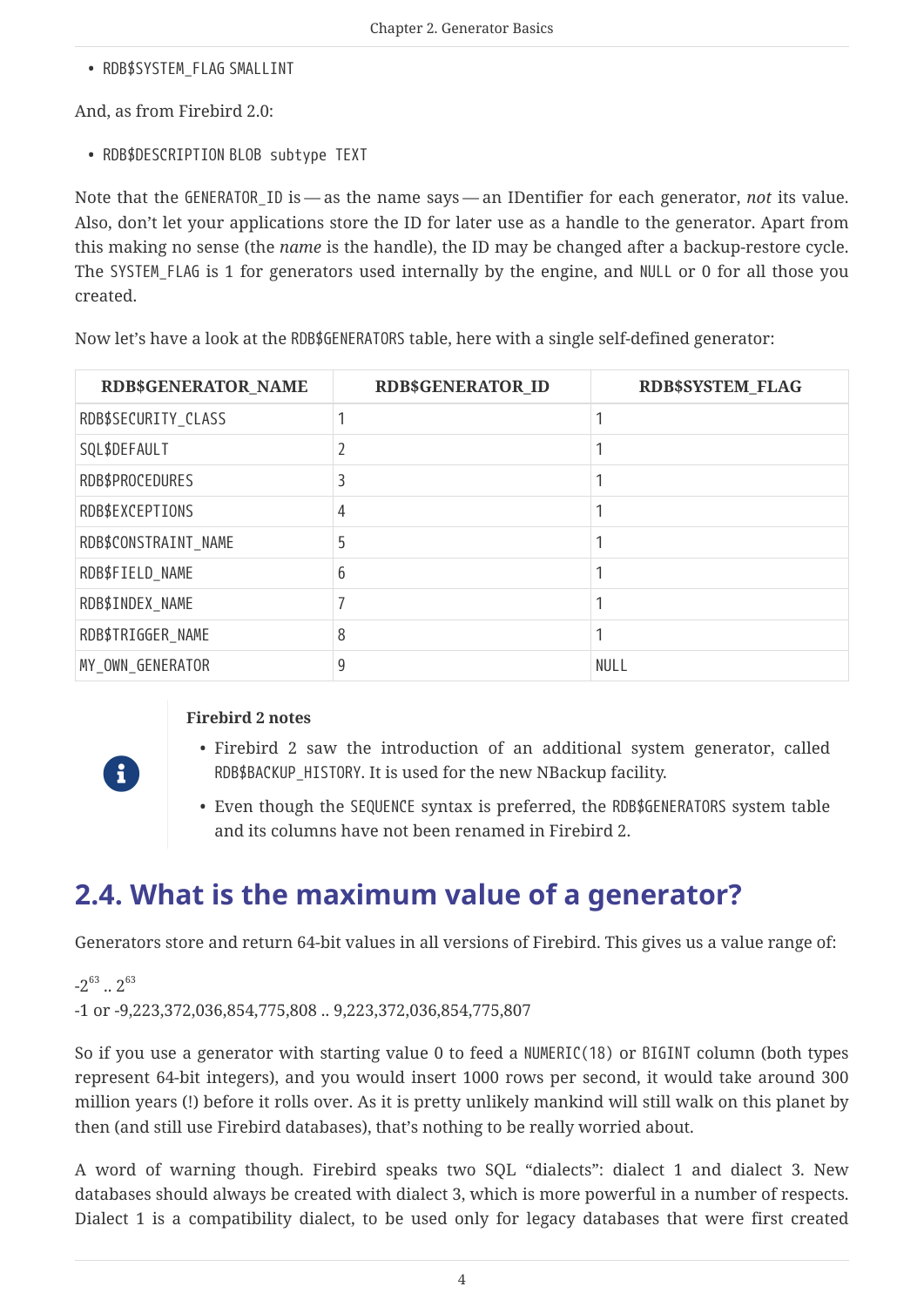* RDB$SYSTEM_FLAG SMALLINT

And, as from Firebird 2.0:

* RDB$DESCRIPTION BLOB subtype TEXT

Note that the GENERATOR_ID is — as the name says — an IDentifier for each generator, *not* its value. Also, don't let your applications store the ID for later use as a handle to the generator. Apart from this making no sense (the *name* is the handle), the ID may be changed after a backup-restore cycle. The SYSTEM_FLAG is 1 for generators used internally by the engine, and NULL or 0 for all those you created.

Now let's have a look at the RDB$GENERATORS table, here with a single self-defined generator:

| RDB$GENERATOR_NAME | RDB$GENERATOR_ID | RDB$SYSTEM_FLAG |
|---|---|---|
| RDB$SECURITY_CLASS | 1 | 1 |
| SQL$DEFAULT | 2 | 1 |
| RDB$PROCEDURES | 3 | 1 |
| RDB$EXCEPTIONS | 4 | 1 |
| RDB$CONSTRAINT_NAME | 5 | 1 |
| RDB$FIELD_NAME | 6 | 1 |
| RDB$INDEX_NAME | 7 | 1 |
| RDB$TRIGGER_NAME | 8 | 1 |
| MY_OWN_GENERATOR | 9 | NULL |

**Firebird 2 notes**

* Firebird 2 saw the introduction of an additional system generator, called RDB$BACKUP_HISTORY. It is used for the new NBackup facility.
* Even though the SEQUENCE syntax is preferred, the RDB$GENERATORS system table and its columns have not been renamed in Firebird 2.

## 2.4. What is the maximum value of a generator?

Generators store and return 64-bit values in all versions of Firebird. This gives us a value range of:

$-2^{63}$ .. $2^{63}$
-1 or -9,223,372,036,854,775,808 .. 9,223,372,036,854,775,807

So if you use a generator with starting value 0 to feed a NUMERIC(18) or BIGINT column (both types represent 64-bit integers), and you would insert 1000 rows per second, it would take around 300 million years (!) before it rolls over. As it is pretty unlikely mankind will still walk on this planet by then (and still use Firebird databases), that's nothing to be really worried about.

A word of warning though. Firebird speaks two SQL "dialects": dialect 1 and dialect 3. New databases should always be created with dialect 3, which is more powerful in a number of respects. Dialect 1 is a compatibility dialect, to be used only for legacy databases that were first created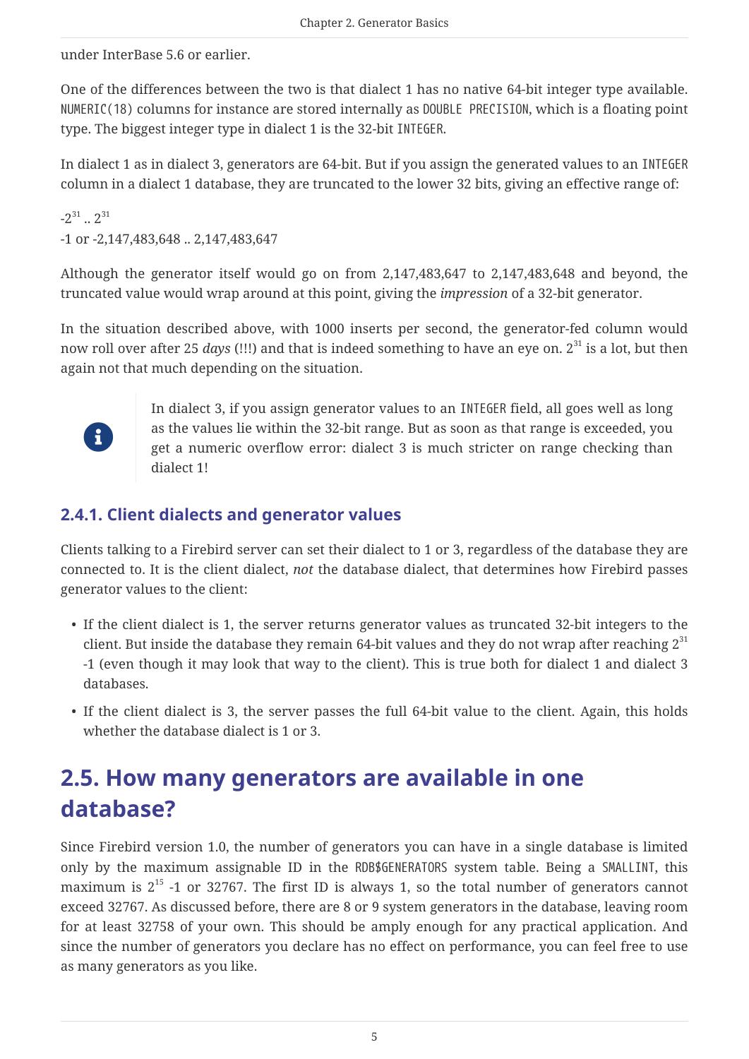under InterBase 5.6 or earlier.

One of the differences between the two is that dialect 1 has no native 64-bit integer type available. `NUMERIC(18)` columns for instance are stored internally as `DOUBLE PRECISION`, which is a floating point type. The biggest integer type in dialect 1 is the 32-bit `INTEGER`.

In dialect 1 as in dialect 3, generators are 64-bit. But if you assign the generated values to an `INTEGER` column in a dialect 1 database, they are truncated to the lower 32 bits, giving an effective range of:

$-2^{31}$ .. $2^{31}$
-1 or -2,147,483,648 .. 2,147,483,647

Although the generator itself would go on from 2,147,483,647 to 2,147,483,648 and beyond, the truncated value would wrap around at this point, giving the *impression* of a 32-bit generator.

In the situation described above, with 1000 inserts per second, the generator-fed column would now roll over after 25 *days* (!!!) and that is indeed something to have an eye on. $2^{31}$ is a lot, but then again not that much depending on the situation.

> In dialect 3, if you assign generator values to an `INTEGER` field, all goes well as long as the values lie within the 32-bit range. But as soon as that range is exceeded, you get a numeric overflow error: dialect 3 is much stricter on range checking than dialect 1!

### 2.4.1. Client dialects and generator values

Clients talking to a Firebird server can set their dialect to 1 or 3, regardless of the database they are connected to. It is the client dialect, *not* the database dialect, that determines how Firebird passes generator values to the client:

- If the client dialect is 1, the server returns generator values as truncated 32-bit integers to the client. But inside the database they remain 64-bit values and they do not wrap after reaching $2^{31}$ -1 (even though it may look that way to the client). This is true both for dialect 1 and dialect 3 databases.
- If the client dialect is 3, the server passes the full 64-bit value to the client. Again, this holds whether the database dialect is 1 or 3.

## 2.5. How many generators are available in one database?

Since Firebird version 1.0, the number of generators you can have in a single database is limited only by the maximum assignable ID in the `RDB$GENERATORS` system table. Being a `SMALLINT`, this maximum is $2^{15}$ -1 or 32767. The first ID is always 1, so the total number of generators cannot exceed 32767. As discussed before, there are 8 or 9 system generators in the database, leaving room for at least 32758 of your own. This should be amply enough for any practical application. And since the number of generators you declare has no effect on performance, you can feel free to use as many generators as you like.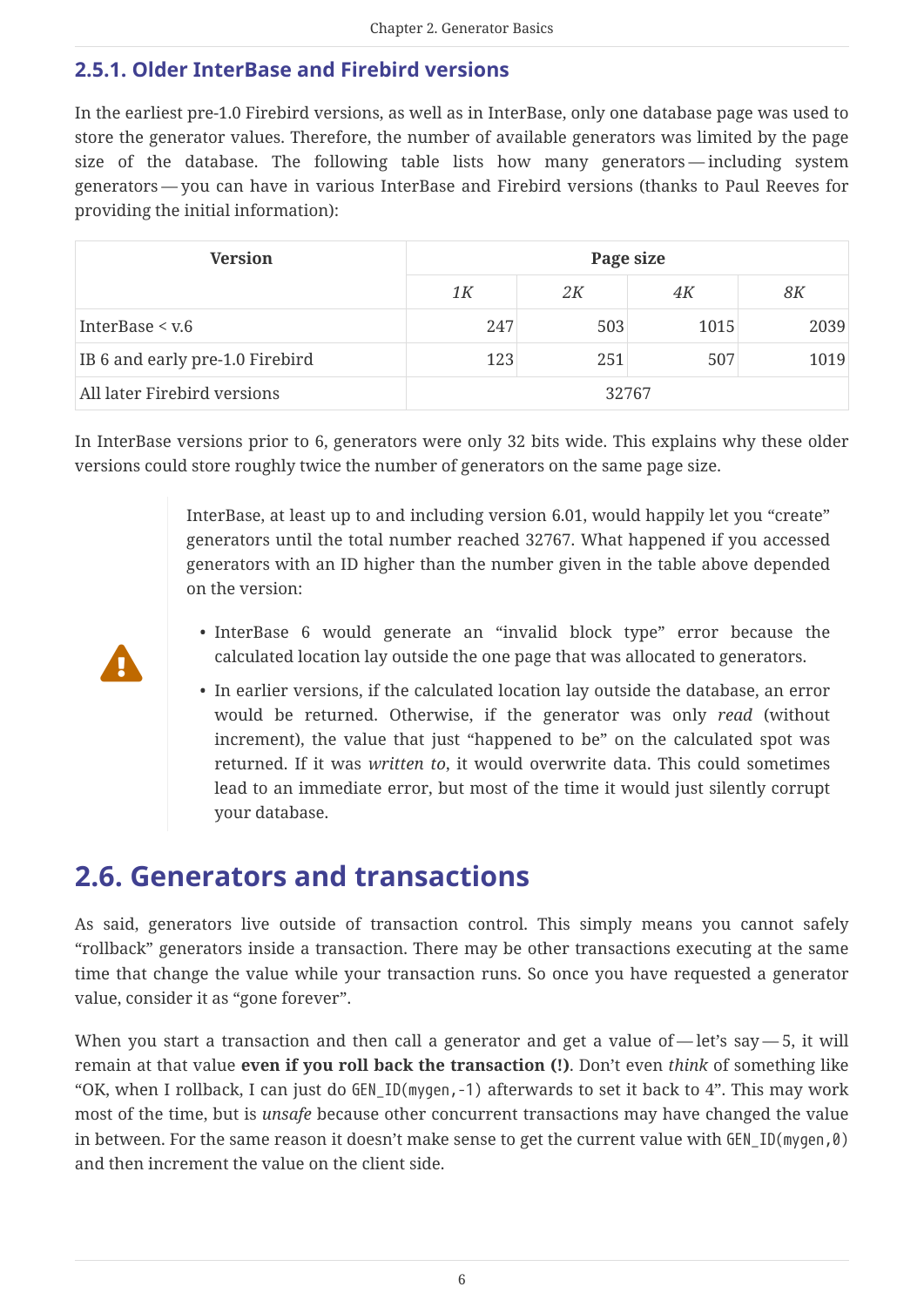### 2.5.1. Older InterBase and Firebird versions

In the earliest pre-1.0 Firebird versions, as well as in InterBase, only one database page was used to store the generator values. Therefore, the number of available generators was limited by the page size of the database. The following table lists how many generators — including system generators — you can have in various InterBase and Firebird versions (thanks to Paul Reeves for providing the initial information):

| Version | Page size | | | |
|---|---|---|---|---|
| | *1K* | *2K* | *4K* | *8K* |
| InterBase < v.6 | 247 | 503 | 1015 | 2039 |
| IB 6 and early pre-1.0 Firebird | 123 | 251 | 507 | 1019 |
| All later Firebird versions | 32767 | | | |

In InterBase versions prior to 6, generators were only 32 bits wide. This explains why these older versions could store roughly twice the number of generators on the same page size.

> InterBase, at least up to and including version 6.01, would happily let you "create" generators until the total number reached 32767. What happened if you accessed generators with an ID higher than the number given in the table above depended on the version:
>
> - InterBase 6 would generate an "invalid block type" error because the calculated location lay outside the one page that was allocated to generators.
> - In earlier versions, if the calculated location lay outside the database, an error would be returned. Otherwise, if the generator was only *read* (without increment), the value that just "happened to be" on the calculated spot was returned. If it was *written to*, it would overwrite data. This could sometimes lead to an immediate error, but most of the time it would just silently corrupt your database.

## 2.6. Generators and transactions

As said, generators live outside of transaction control. This simply means you cannot safely "rollback" generators inside a transaction. There may be other transactions executing at the same time that change the value while your transaction runs. So once you have requested a generator value, consider it as "gone forever".

When you start a transaction and then call a generator and get a value of — let's say — 5, it will remain at that value **even if you roll back the transaction (!)**. Don't even *think* of something like "OK, when I rollback, I can just do `GEN_ID(mygen,-1)` afterwards to set it back to 4". This may work most of the time, but is *unsafe* because other concurrent transactions may have changed the value in between. For the same reason it doesn't make sense to get the current value with `GEN_ID(mygen,0)` and then increment the value on the client side.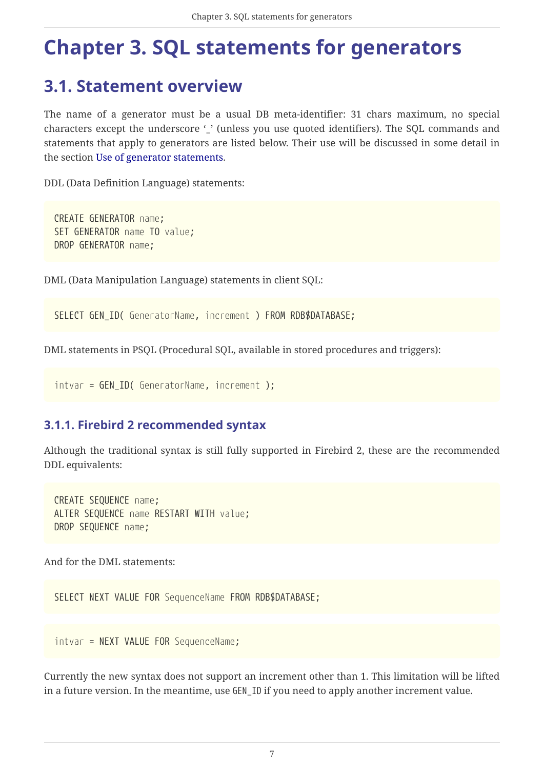# Chapter 3. SQL statements for generators

## 3.1. Statement overview

The name of a generator must be a usual DB meta-identifier: 31 chars maximum, no special characters except the underscore '_' (unless you use quoted identifiers). The SQL commands and statements that apply to generators are listed below. Their use will be discussed in some detail in the section Use of generator statements.

DDL (Data Definition Language) statements:

```
CREATE GENERATOR name;
SET GENERATOR name TO value;
DROP GENERATOR name;
```

DML (Data Manipulation Language) statements in client SQL:

```
SELECT GEN_ID( GeneratorName, increment ) FROM RDB$DATABASE;
```

DML statements in PSQL (Procedural SQL, available in stored procedures and triggers):

```
intvar = GEN_ID( GeneratorName, increment );
```

### 3.1.1. Firebird 2 recommended syntax

Although the traditional syntax is still fully supported in Firebird 2, these are the recommended DDL equivalents:

```
CREATE SEQUENCE name;
ALTER SEQUENCE name RESTART WITH value;
DROP SEQUENCE name;
```

And for the DML statements:

```
SELECT NEXT VALUE FOR SequenceName FROM RDB$DATABASE;
```

```
intvar = NEXT VALUE FOR SequenceName;
```

Currently the new syntax does not support an increment other than 1. This limitation will be lifted in a future version. In the meantime, use `GEN_ID` if you need to apply another increment value.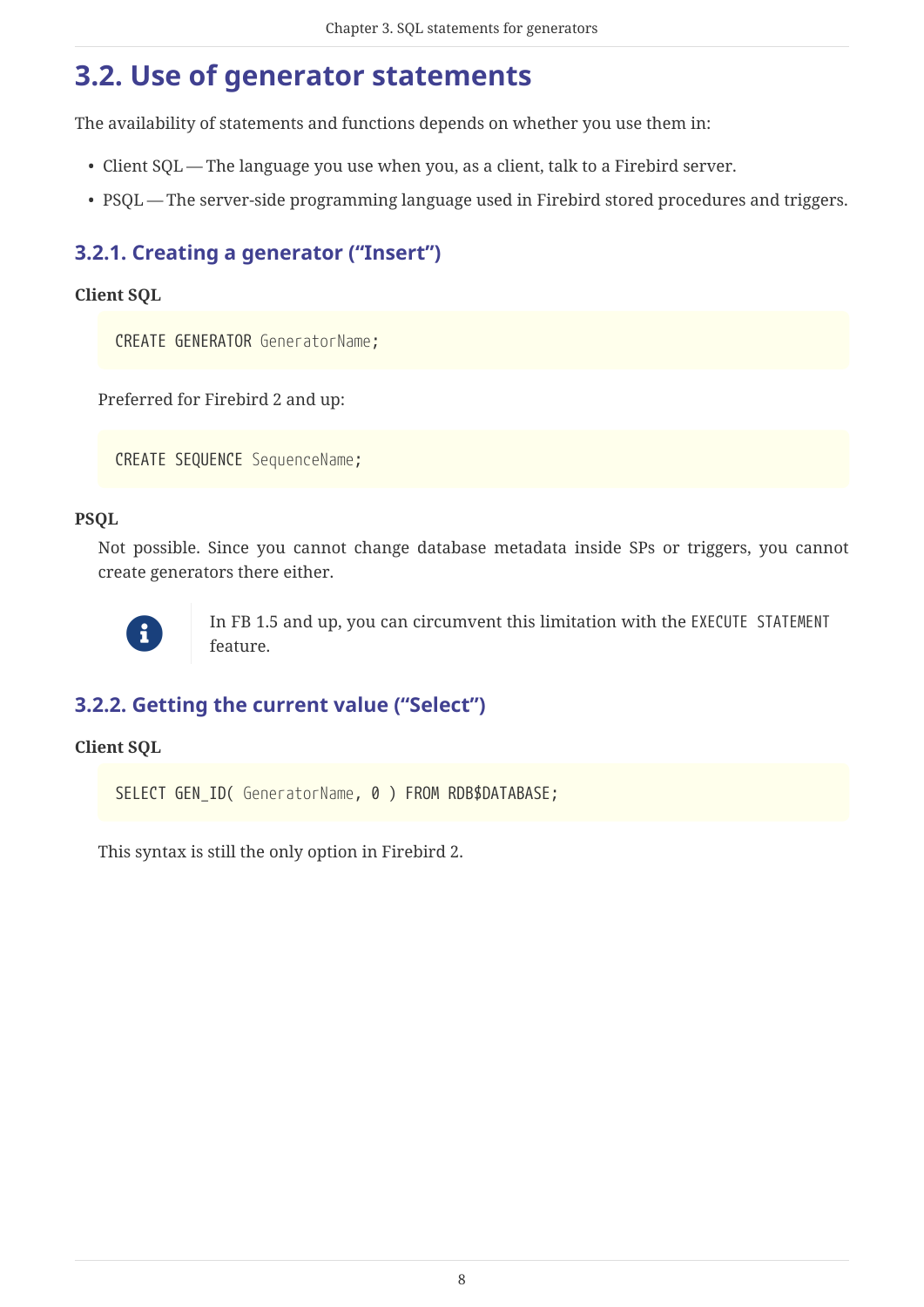## 3.2. Use of generator statements

The availability of statements and functions depends on whether you use them in:

- Client SQL — The language you use when you, as a client, talk to a Firebird server.
- PSQL — The server-side programming language used in Firebird stored procedures and triggers.

### 3.2.1. Creating a generator ("Insert")

**Client SQL**

```
CREATE GENERATOR GeneratorName;
```

Preferred for Firebird 2 and up:

```
CREATE SEQUENCE SequenceName;
```

**PSQL**

Not possible. Since you cannot change database metadata inside SPs or triggers, you cannot create generators there either.

> In FB 1.5 and up, you can circumvent this limitation with the `EXECUTE STATEMENT` feature.

### 3.2.2. Getting the current value ("Select")

**Client SQL**

```
SELECT GEN_ID( GeneratorName, 0 ) FROM RDB$DATABASE;
```

This syntax is still the only option in Firebird 2.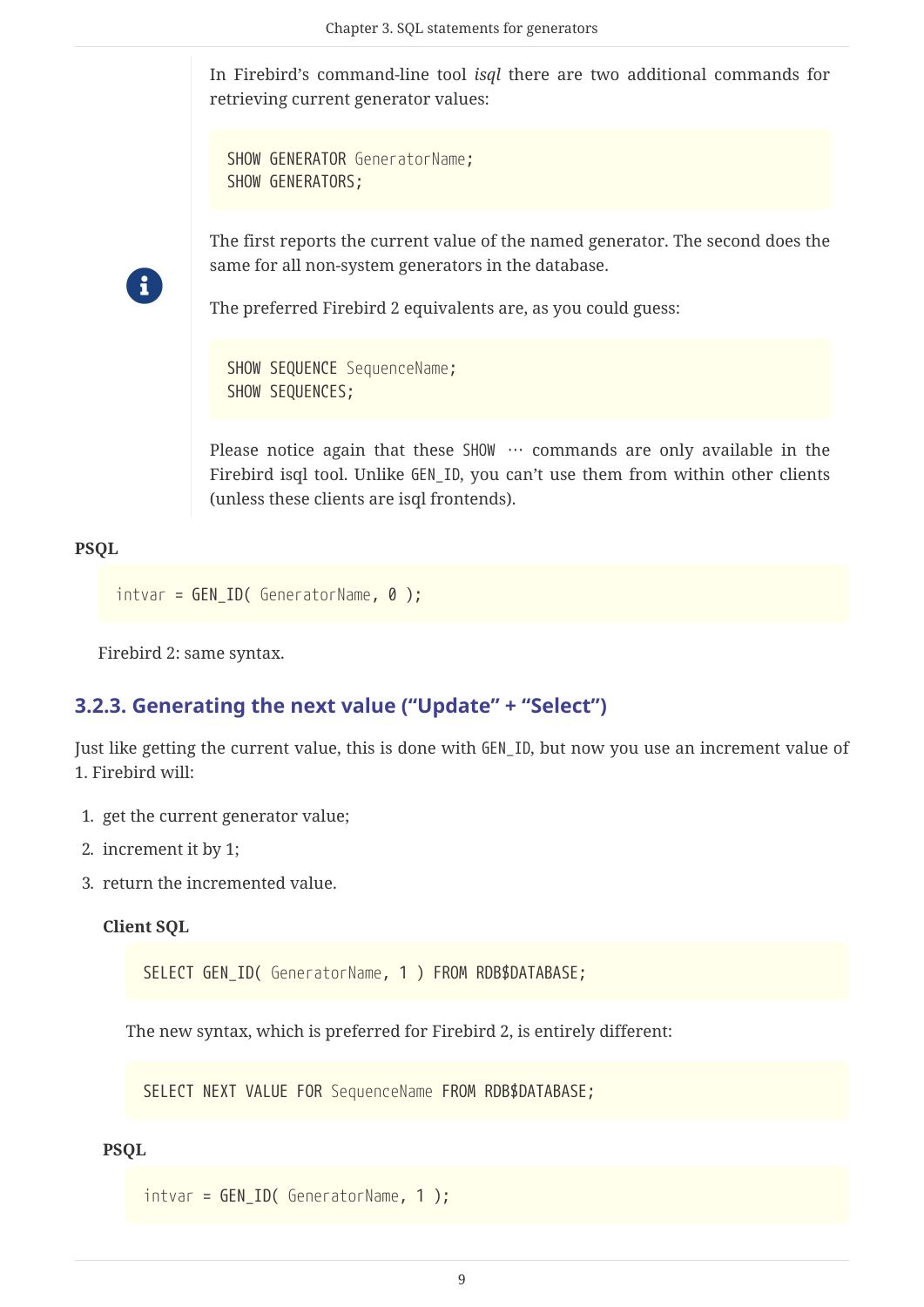In Firebird's command-line tool *isql* there are two additional commands for retrieving current generator values:

```
SHOW GENERATOR GeneratorName;
SHOW GENERATORS;
```

The first reports the current value of the named generator. The second does the same for all non-system generators in the database.

The preferred Firebird 2 equivalents are, as you could guess:

```
SHOW SEQUENCE SequenceName;
SHOW SEQUENCES;
```

Please notice again that these `SHOW …` commands are only available in the Firebird isql tool. Unlike `GEN_ID`, you can't use them from within other clients (unless these clients are isql frontends).

**PSQL**

```
intvar = GEN_ID( GeneratorName, 0 );
```

Firebird 2: same syntax.

### 3.2.3. Generating the next value ("Update" + "Select")

Just like getting the current value, this is done with `GEN_ID`, but now you use an increment value of 1. Firebird will:

1. get the current generator value;
2. increment it by 1;
3. return the incremented value.

**Client SQL**

```
SELECT GEN_ID( GeneratorName, 1 ) FROM RDB$DATABASE;
```

The new syntax, which is preferred for Firebird 2, is entirely different:

```
SELECT NEXT VALUE FOR SequenceName FROM RDB$DATABASE;
```

**PSQL**

```
intvar = GEN_ID( GeneratorName, 1 );
```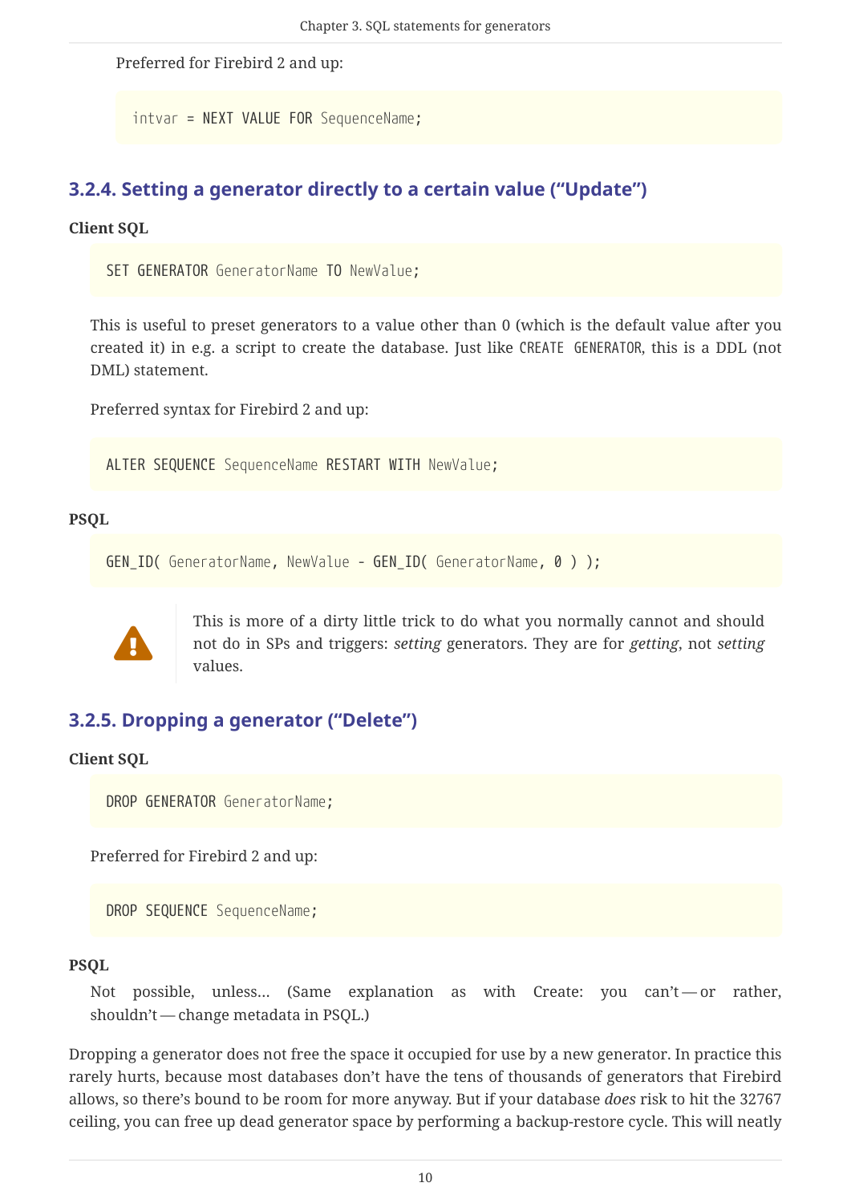Preferred for Firebird 2 and up:

```
intvar = NEXT VALUE FOR SequenceName;
```

### 3.2.4. Setting a generator directly to a certain value ("Update")

**Client SQL**

```
SET GENERATOR GeneratorName TO NewValue;
```

This is useful to preset generators to a value other than 0 (which is the default value after you created it) in e.g. a script to create the database. Just like `CREATE GENERATOR`, this is a DDL (not DML) statement.

Preferred syntax for Firebird 2 and up:

```
ALTER SEQUENCE SequenceName RESTART WITH NewValue;
```

**PSQL**

```
GEN_ID( GeneratorName, NewValue - GEN_ID( GeneratorName, 0 ) );
```

> ⚠ This is more of a dirty little trick to do what you normally cannot and should not do in SPs and triggers: *setting* generators. They are for *getting*, not *setting* values.

### 3.2.5. Dropping a generator ("Delete")

**Client SQL**

```
DROP GENERATOR GeneratorName;
```

Preferred for Firebird 2 and up:

```
DROP SEQUENCE SequenceName;
```

**PSQL**

Not possible, unless… (Same explanation as with Create: you can't — or rather, shouldn't — change metadata in PSQL.)

Dropping a generator does not free the space it occupied for use by a new generator. In practice this rarely hurts, because most databases don't have the tens of thousands of generators that Firebird allows, so there's bound to be room for more anyway. But if your database *does* risk to hit the 32767 ceiling, you can free up dead generator space by performing a backup-restore cycle. This will neatly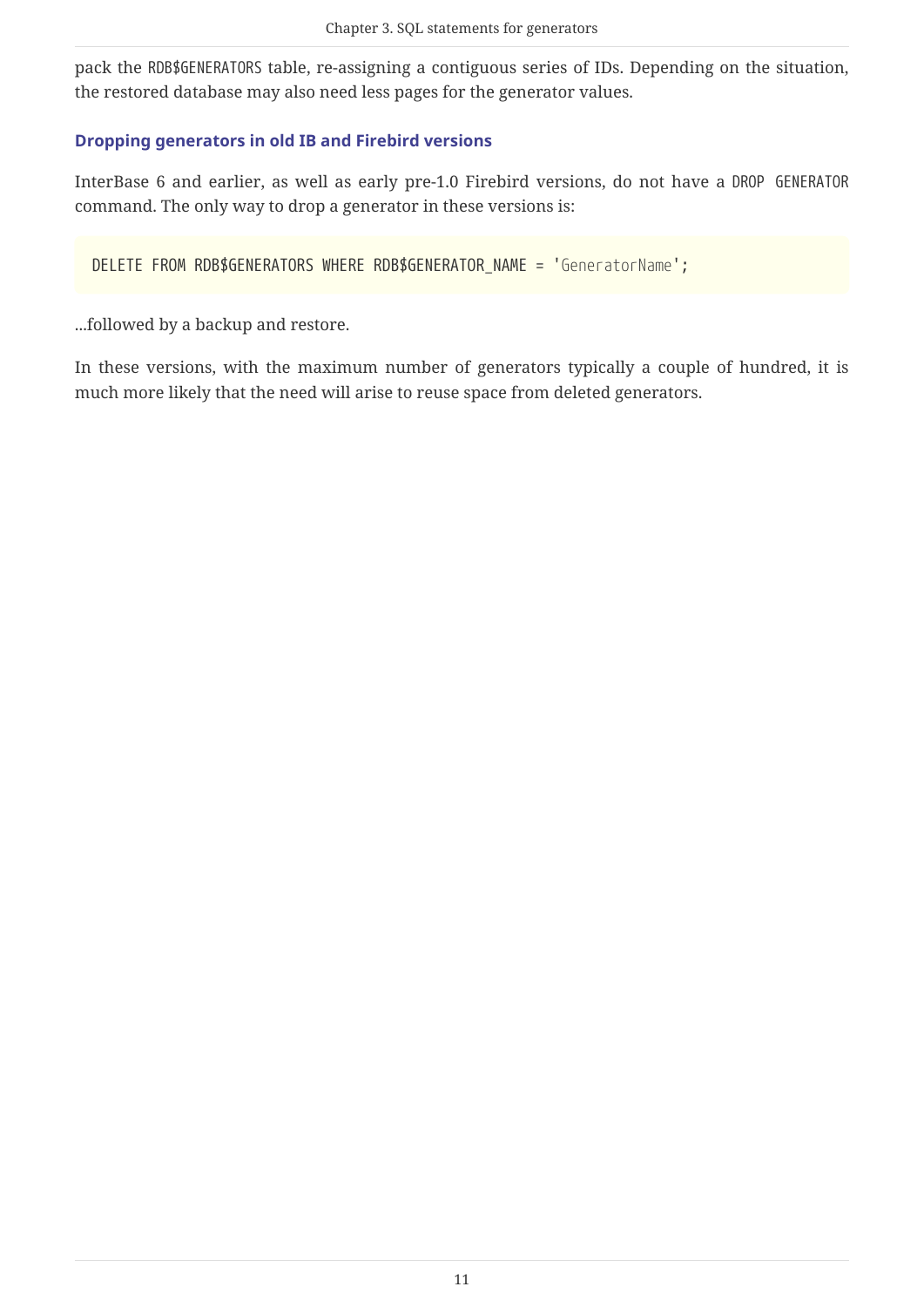pack the `RDB$GENERATORS` table, re-assigning a contiguous series of IDs. Depending on the situation, the restored database may also need less pages for the generator values.

### Dropping generators in old IB and Firebird versions

InterBase 6 and earlier, as well as early pre-1.0 Firebird versions, do not have a `DROP GENERATOR` command. The only way to drop a generator in these versions is:

```
DELETE FROM RDB$GENERATORS WHERE RDB$GENERATOR_NAME = 'GeneratorName';
```

…followed by a backup and restore.

In these versions, with the maximum number of generators typically a couple of hundred, it is much more likely that the need will arise to reuse space from deleted generators.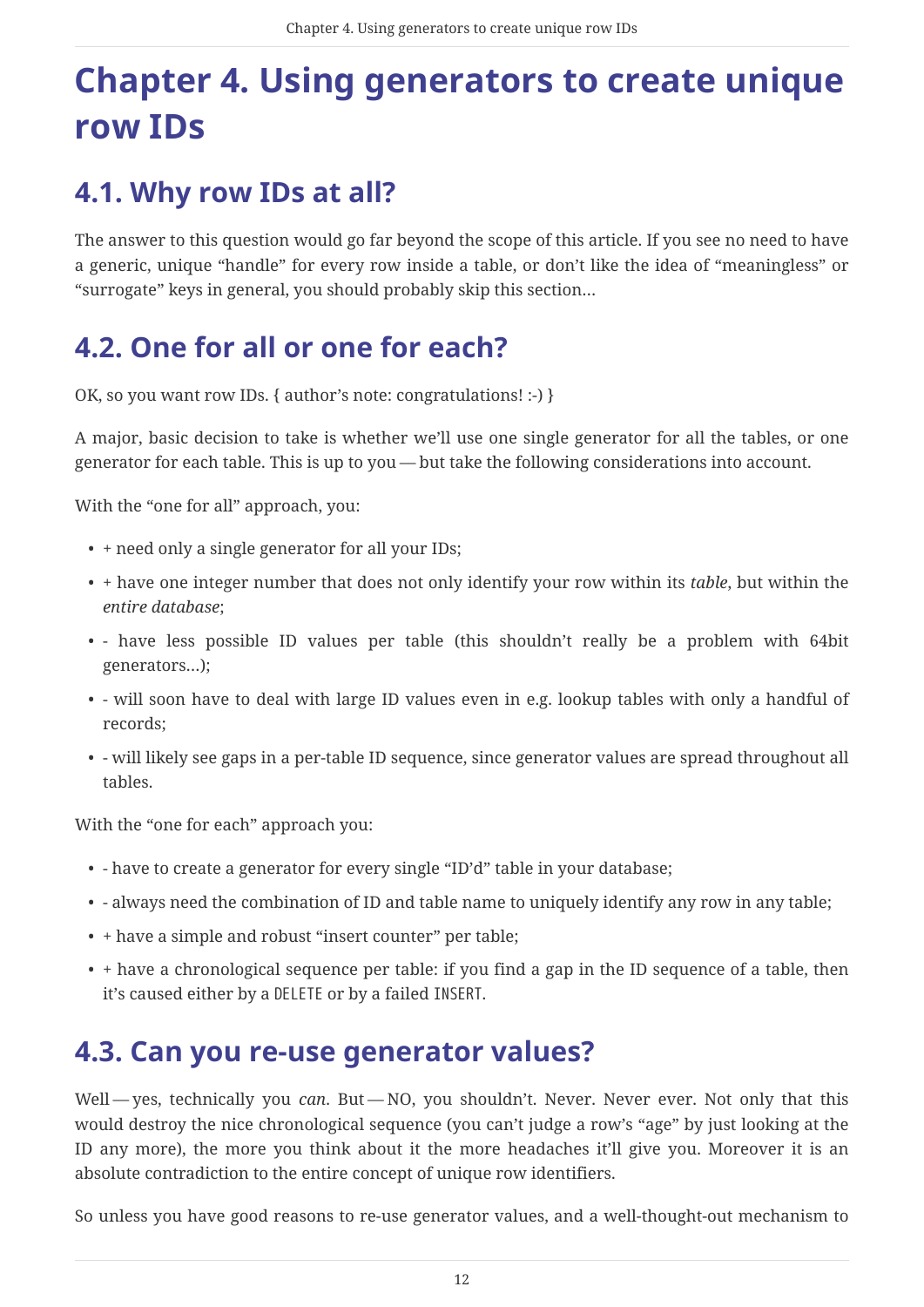# Chapter 4. Using generators to create unique row IDs

## 4.1. Why row IDs at all?

The answer to this question would go far beyond the scope of this article. If you see no need to have a generic, unique “handle” for every row inside a table, or don’t like the idea of “meaningless” or “surrogate” keys in general, you should probably skip this section…

## 4.2. One for all or one for each?

OK, so you want row IDs. { author’s note: congratulations! :-) }

A major, basic decision to take is whether we’ll use one single generator for all the tables, or one generator for each table. This is up to you — but take the following considerations into account.

With the “one for all” approach, you:

- + need only a single generator for all your IDs;
- + have one integer number that does not only identify your row within its *table*, but within the *entire database*;
- - have less possible ID values per table (this shouldn’t really be a problem with 64bit generators…);
- - will soon have to deal with large ID values even in e.g. lookup tables with only a handful of records;
- - will likely see gaps in a per-table ID sequence, since generator values are spread throughout all tables.

With the “one for each” approach you:

- - have to create a generator for every single “ID’d” table in your database;
- - always need the combination of ID and table name to uniquely identify any row in any table;
- + have a simple and robust “insert counter” per table;
- + have a chronological sequence per table: if you find a gap in the ID sequence of a table, then it’s caused either by a `DELETE` or by a failed `INSERT`.

## 4.3. Can you re-use generator values?

Well — yes, technically you *can*. But — NO, you shouldn’t. Never. Never ever. Not only that this would destroy the nice chronological sequence (you can’t judge a row’s “age” by just looking at the ID any more), the more you think about it the more headaches it’ll give you. Moreover it is an absolute contradiction to the entire concept of unique row identifiers.

So unless you have good reasons to re-use generator values, and a well-thought-out mechanism to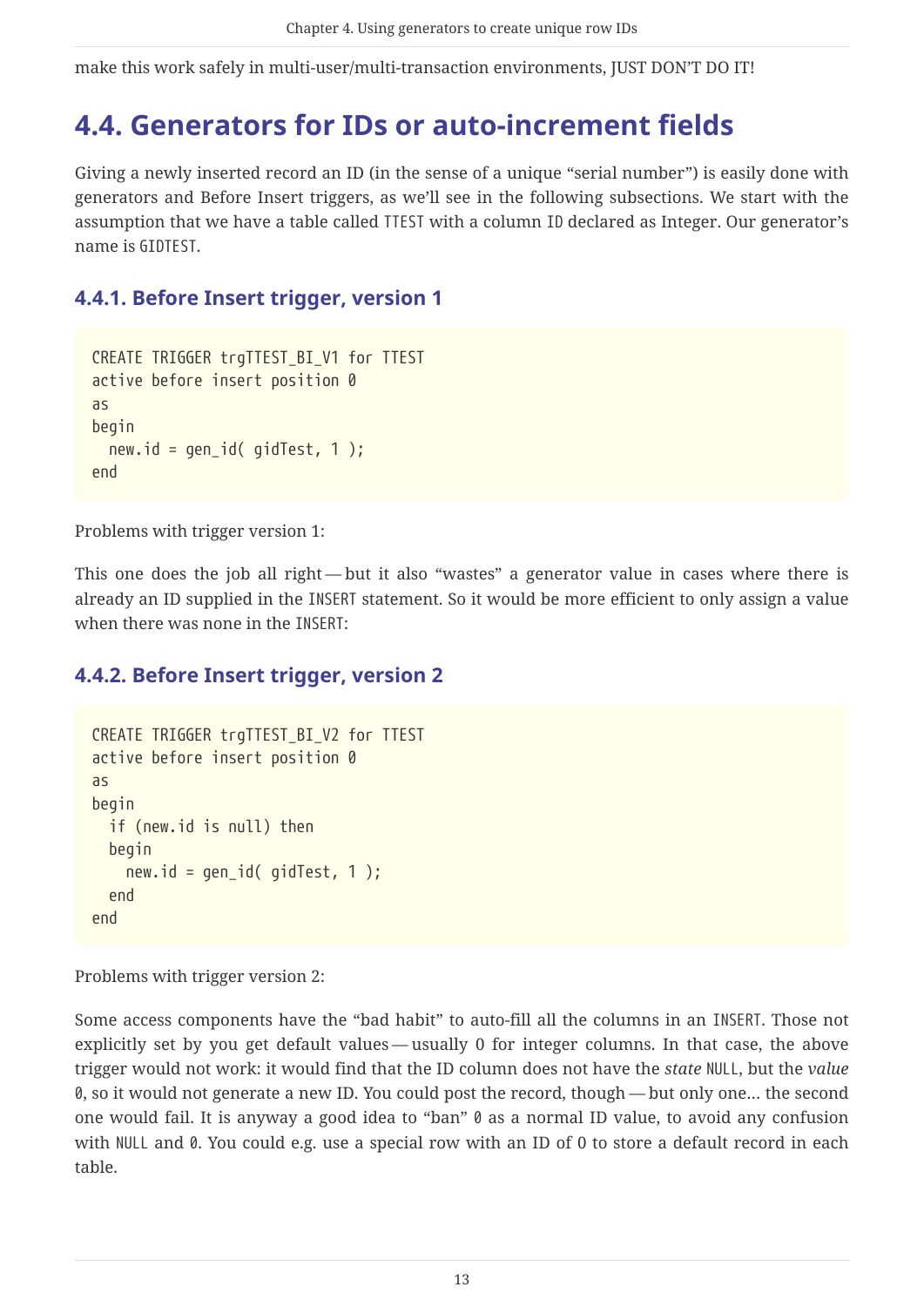make this work safely in multi-user/multi-transaction environments, JUST DON'T DO IT!

## 4.4. Generators for IDs or auto-increment fields

Giving a newly inserted record an ID (in the sense of a unique "serial number") is easily done with generators and Before Insert triggers, as we'll see in the following subsections. We start with the assumption that we have a table called `TTEST` with a column `ID` declared as Integer. Our generator's name is `GIDTEST`.

### 4.4.1. Before Insert trigger, version 1

```
CREATE TRIGGER trgTTEST_BI_V1 for TTEST
active before insert position 0
as
begin
  new.id = gen_id( gidTest, 1 );
end
```

Problems with trigger version 1:

This one does the job all right — but it also "wastes" a generator value in cases where there is already an ID supplied in the `INSERT` statement. So it would be more efficient to only assign a value when there was none in the `INSERT`:

### 4.4.2. Before Insert trigger, version 2

```
CREATE TRIGGER trgTTEST_BI_V2 for TTEST
active before insert position 0
as
begin
  if (new.id is null) then
  begin
    new.id = gen_id( gidTest, 1 );
  end
end
```

Problems with trigger version 2:

Some access components have the "bad habit" to auto-fill all the columns in an `INSERT`. Those not explicitly set by you get default values — usually 0 for integer columns. In that case, the above trigger would not work: it would find that the ID column does not have the *state* `NULL`, but the *value* `0`, so it would not generate a new ID. You could post the record, though — but only one… the second one would fail. It is anyway a good idea to "ban" `0` as a normal ID value, to avoid any confusion with `NULL` and `0`. You could e.g. use a special row with an ID of 0 to store a default record in each table.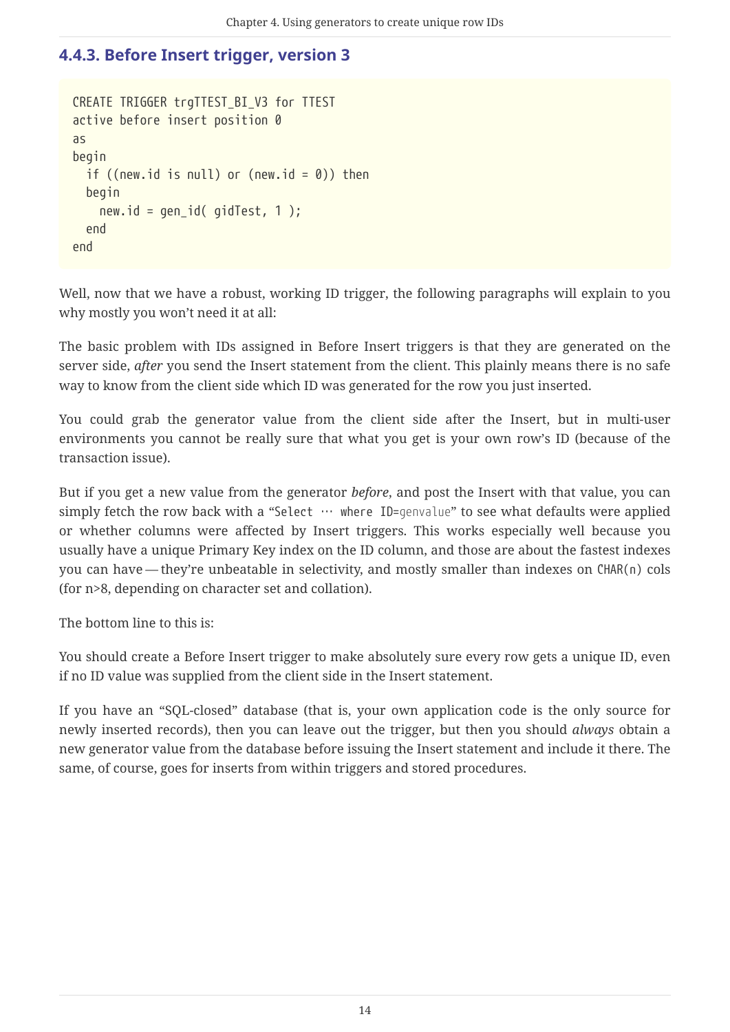### 4.4.3. Before Insert trigger, version 3

```
CREATE TRIGGER trgTTEST_BI_V3 for TTEST
active before insert position 0
as
begin
  if ((new.id is null) or (new.id = 0)) then
  begin
    new.id = gen_id( gidTest, 1 );
  end
end
```

Well, now that we have a robust, working ID trigger, the following paragraphs will explain to you why mostly you won't need it at all:

The basic problem with IDs assigned in Before Insert triggers is that they are generated on the server side, *after* you send the Insert statement from the client. This plainly means there is no safe way to know from the client side which ID was generated for the row you just inserted.

You could grab the generator value from the client side after the Insert, but in multi-user environments you cannot be really sure that what you get is your own row's ID (because of the transaction issue).

But if you get a new value from the generator *before*, and post the Insert with that value, you can simply fetch the row back with a "`Select … where ID=genvalue`" to see what defaults were applied or whether columns were affected by Insert triggers. This works especially well because you usually have a unique Primary Key index on the ID column, and those are about the fastest indexes you can have — they're unbeatable in selectivity, and mostly smaller than indexes on `CHAR(n)` cols (for n>8, depending on character set and collation).

The bottom line to this is:

You should create a Before Insert trigger to make absolutely sure every row gets a unique ID, even if no ID value was supplied from the client side in the Insert statement.

If you have an "SQL-closed" database (that is, your own application code is the only source for newly inserted records), then you can leave out the trigger, but then you should *always* obtain a new generator value from the database before issuing the Insert statement and include it there. The same, of course, goes for inserts from within triggers and stored procedures.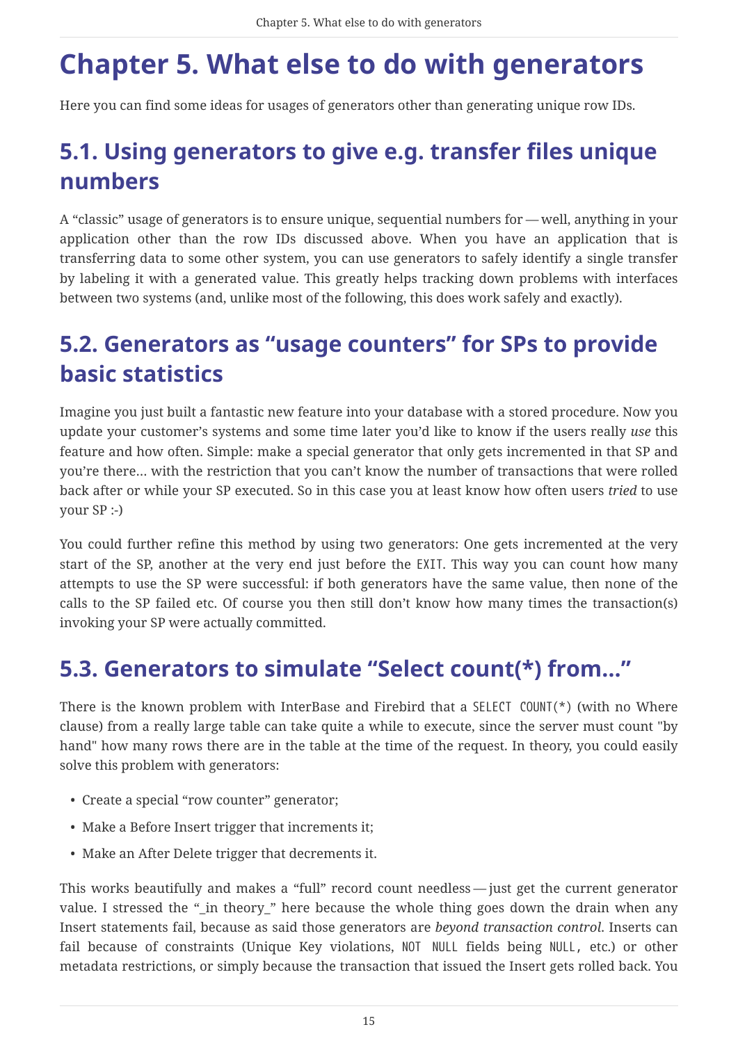# Chapter 5. What else to do with generators

Here you can find some ideas for usages of generators other than generating unique row IDs.

## 5.1. Using generators to give e.g. transfer files unique numbers

A “classic” usage of generators is to ensure unique, sequential numbers for — well, anything in your application other than the row IDs discussed above. When you have an application that is transferring data to some other system, you can use generators to safely identify a single transfer by labeling it with a generated value. This greatly helps tracking down problems with interfaces between two systems (and, unlike most of the following, this does work safely and exactly).

## 5.2. Generators as “usage counters” for SPs to provide basic statistics

Imagine you just built a fantastic new feature into your database with a stored procedure. Now you update your customer’s systems and some time later you’d like to know if the users really *use* this feature and how often. Simple: make a special generator that only gets incremented in that SP and you’re there… with the restriction that you can’t know the number of transactions that were rolled back after or while your SP executed. So in this case you at least know how often users *tried* to use your SP :-)

You could further refine this method by using two generators: One gets incremented at the very start of the SP, another at the very end just before the `EXIT`. This way you can count how many attempts to use the SP were successful: if both generators have the same value, then none of the calls to the SP failed etc. Of course you then still don’t know how many times the transaction(s) invoking your SP were actually committed.

## 5.3. Generators to simulate “Select count(*) from…”

There is the known problem with InterBase and Firebird that a `SELECT COUNT(*)` (with no Where clause) from a really large table can take quite a while to execute, since the server must count "by hand" how many rows there are in the table at the time of the request. In theory, you could easily solve this problem with generators:

- Create a special “row counter” generator;
- Make a Before Insert trigger that increments it;
- Make an After Delete trigger that decrements it.

This works beautifully and makes a “full” record count needless — just get the current generator value. I stressed the “_in theory_” here because the whole thing goes down the drain when any Insert statements fail, because as said those generators are *beyond transaction control*. Inserts can fail because of constraints (Unique Key violations, `NOT NULL` fields being `NULL`, etc.) or other metadata restrictions, or simply because the transaction that issued the Insert gets rolled back. You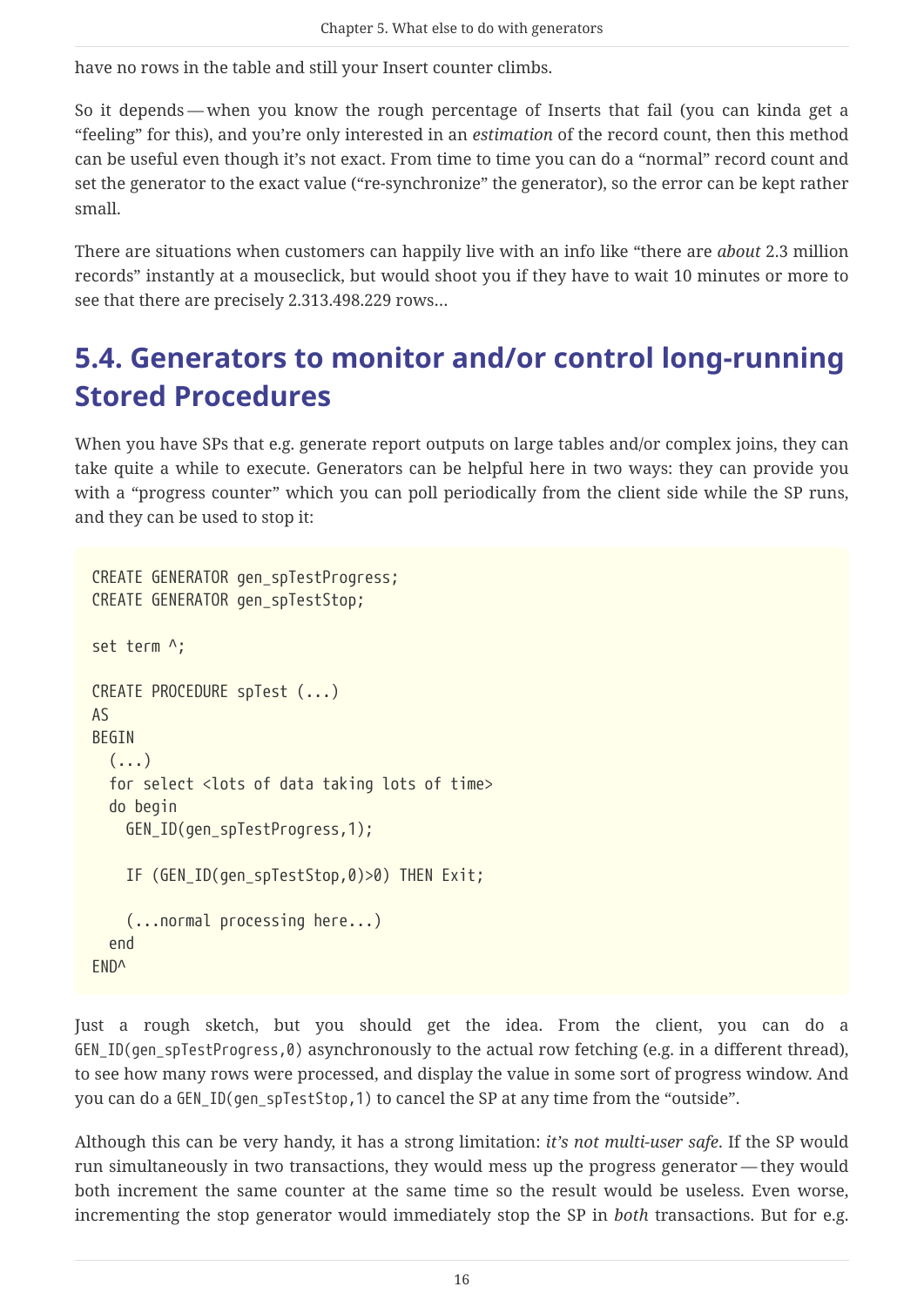have no rows in the table and still your Insert counter climbs.

So it depends — when you know the rough percentage of Inserts that fail (you can kinda get a “feeling” for this), and you’re only interested in an *estimation* of the record count, then this method can be useful even though it’s not exact. From time to time you can do a “normal” record count and set the generator to the exact value (“re-synchronize” the generator), so the error can be kept rather small.

There are situations when customers can happily live with an info like “there are *about* 2.3 million records” instantly at a mouseclick, but would shoot you if they have to wait 10 minutes or more to see that there are precisely 2.313.498.229 rows…

## 5.4. Generators to monitor and/or control long-running Stored Procedures

When you have SPs that e.g. generate report outputs on large tables and/or complex joins, they can take quite a while to execute. Generators can be helpful here in two ways: they can provide you with a “progress counter” which you can poll periodically from the client side while the SP runs, and they can be used to stop it:

```
CREATE GENERATOR gen_spTestProgress;
CREATE GENERATOR gen_spTestStop;

set term ^;

CREATE PROCEDURE spTest (...)
AS
BEGIN
  (...)
  for select <lots of data taking lots of time>
  do begin
    GEN_ID(gen_spTestProgress,1);

    IF (GEN_ID(gen_spTestStop,0)>0) THEN Exit;

    (...normal processing here...)
  end
END^
```

Just a rough sketch, but you should get the idea. From the client, you can do a `GEN_ID(gen_spTestProgress,0)` asynchronously to the actual row fetching (e.g. in a different thread), to see how many rows were processed, and display the value in some sort of progress window. And you can do a `GEN_ID(gen_spTestStop,1)` to cancel the SP at any time from the “outside”.

Although this can be very handy, it has a strong limitation: *it’s not multi-user safe*. If the SP would run simultaneously in two transactions, they would mess up the progress generator — they would both increment the same counter at the same time so the result would be useless. Even worse, incrementing the stop generator would immediately stop the SP in *both* transactions. But for e.g.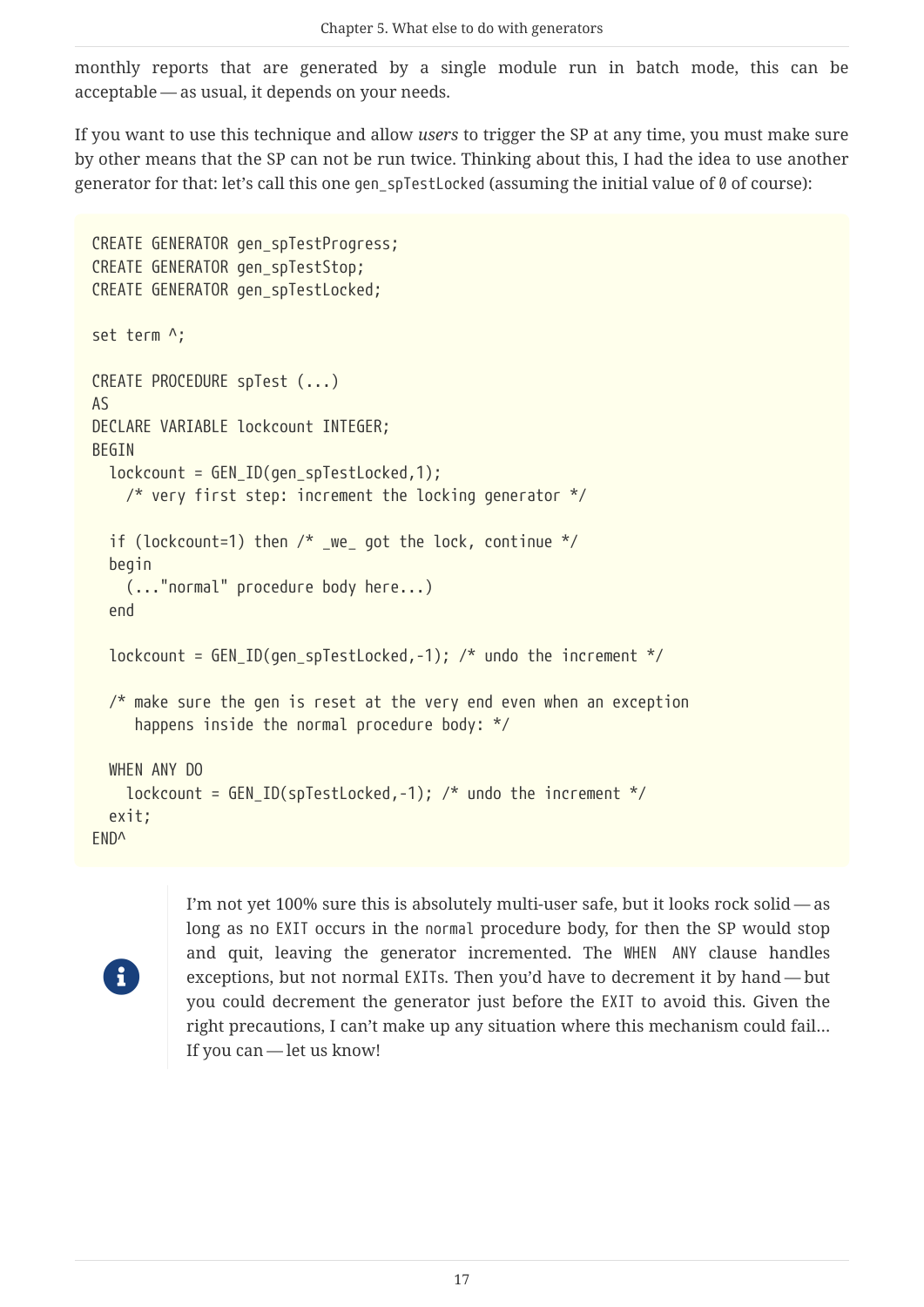monthly reports that are generated by a single module run in batch mode, this can be acceptable — as usual, it depends on your needs.

If you want to use this technique and allow *users* to trigger the SP at any time, you must make sure by other means that the SP can not be run twice. Thinking about this, I had the idea to use another generator for that: let's call this one `gen_spTestLocked` (assuming the initial value of `0` of course):

```
CREATE GENERATOR gen_spTestProgress;
CREATE GENERATOR gen_spTestStop;
CREATE GENERATOR gen_spTestLocked;

set term ^;

CREATE PROCEDURE spTest (...)
AS
DECLARE VARIABLE lockcount INTEGER;
BEGIN
  lockcount = GEN_ID(gen_spTestLocked,1);
    /* very first step: increment the locking generator */

  if (lockcount=1) then /* _we_ got the lock, continue */
  begin
    (..."normal" procedure body here...)
  end

  lockcount = GEN_ID(gen_spTestLocked,-1); /* undo the increment */

  /* make sure the gen is reset at the very end even when an exception
     happens inside the normal procedure body: */

  WHEN ANY DO
    lockcount = GEN_ID(spTestLocked,-1); /* undo the increment */
  exit;
END^
```

I'm not yet 100% sure this is absolutely multi-user safe, but it looks rock solid — as long as no `EXIT` occurs in the `normal` procedure body, for then the SP would stop and quit, leaving the generator incremented. The `WHEN ANY` clause handles exceptions, but not normal `EXIT`s. Then you'd have to decrement it by hand — but you could decrement the generator just before the `EXIT` to avoid this. Given the right precautions, I can't make up any situation where this mechanism could fail… If you can — let us know!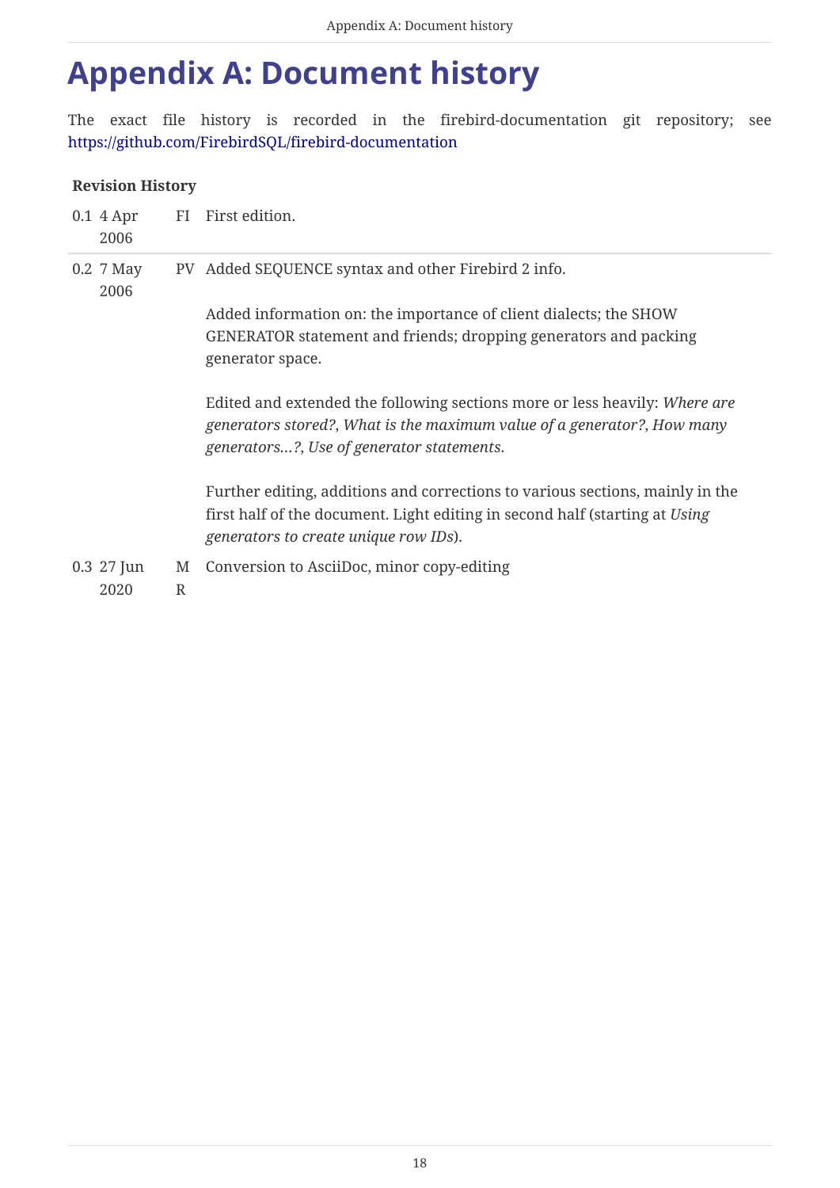# Appendix A: Document history

The exact file history is recorded in the firebird-documentation git repository; see https://github.com/FirebirdSQL/firebird-documentation

**Revision History**

| | | | |
|---|---|---|---|
| 0.1 | 4 Apr 2006 | FI | First edition. |
| 0.2 | 7 May 2006 | PV | Added SEQUENCE syntax and other Firebird 2 info.<br><br>Added information on: the importance of client dialects; the SHOW GENERATOR statement and friends; dropping generators and packing generator space.<br><br>Edited and extended the following sections more or less heavily: *Where are generators stored?*, *What is the maximum value of a generator?*, *How many generators…?*, *Use of generator statements*.<br><br>Further editing, additions and corrections to various sections, mainly in the first half of the document. Light editing in second half (starting at *Using generators to create unique row IDs*). |
| 0.3 | 27 Jun 2020 | MR | Conversion to AsciiDoc, minor copy-editing |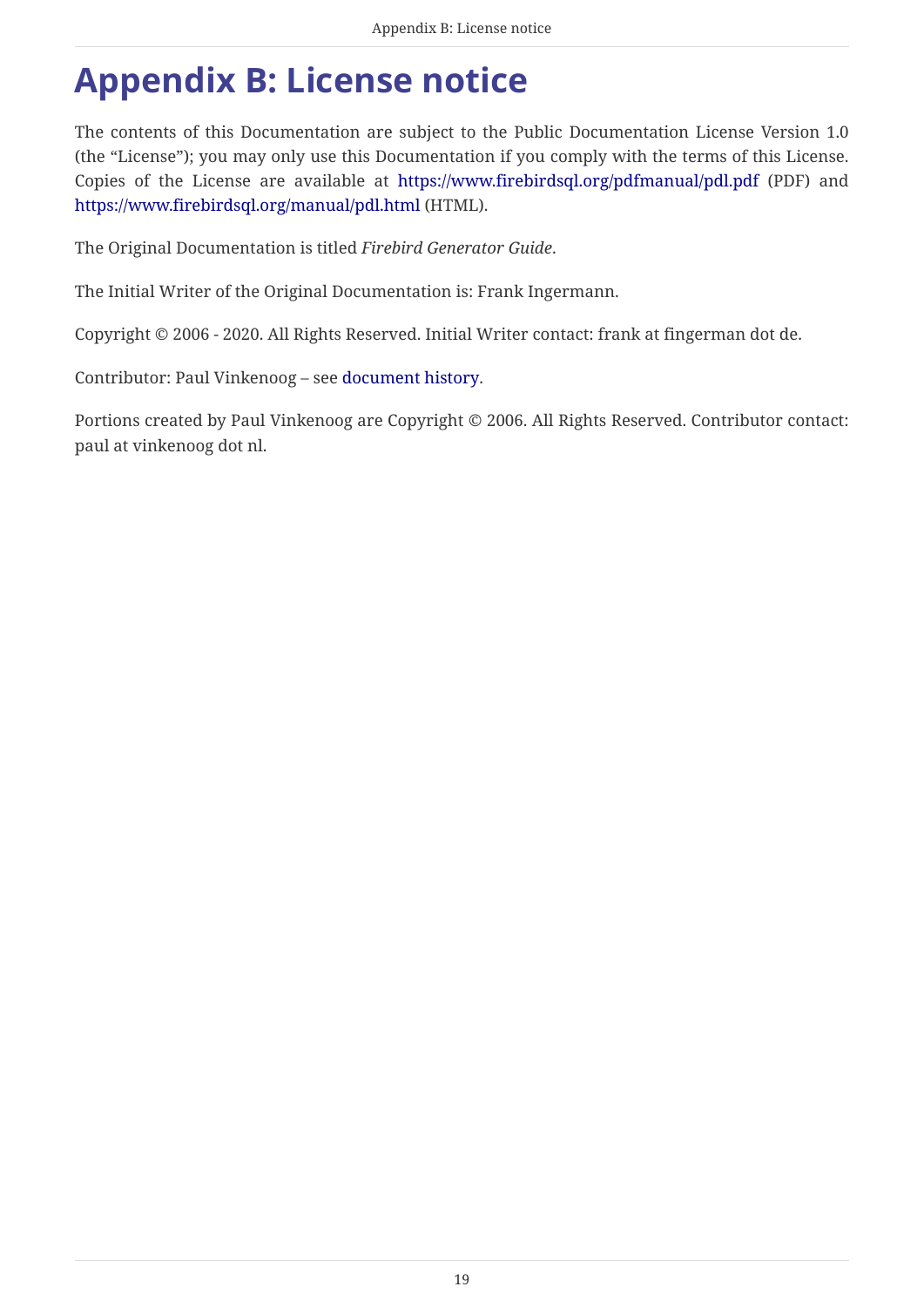# Appendix B: License notice

The contents of this Documentation are subject to the Public Documentation License Version 1.0 (the "License"); you may only use this Documentation if you comply with the terms of this License. Copies of the License are available at https://www.firebirdsql.org/pdfmanual/pdl.pdf (PDF) and https://www.firebirdsql.org/manual/pdl.html (HTML).

The Original Documentation is titled *Firebird Generator Guide*.

The Initial Writer of the Original Documentation is: Frank Ingermann.

Copyright © 2006 - 2020. All Rights Reserved. Initial Writer contact: frank at fingerman dot de.

Contributor: Paul Vinkenoog – see document history.

Portions created by Paul Vinkenoog are Copyright © 2006. All Rights Reserved. Contributor contact: paul at vinkenoog dot nl.